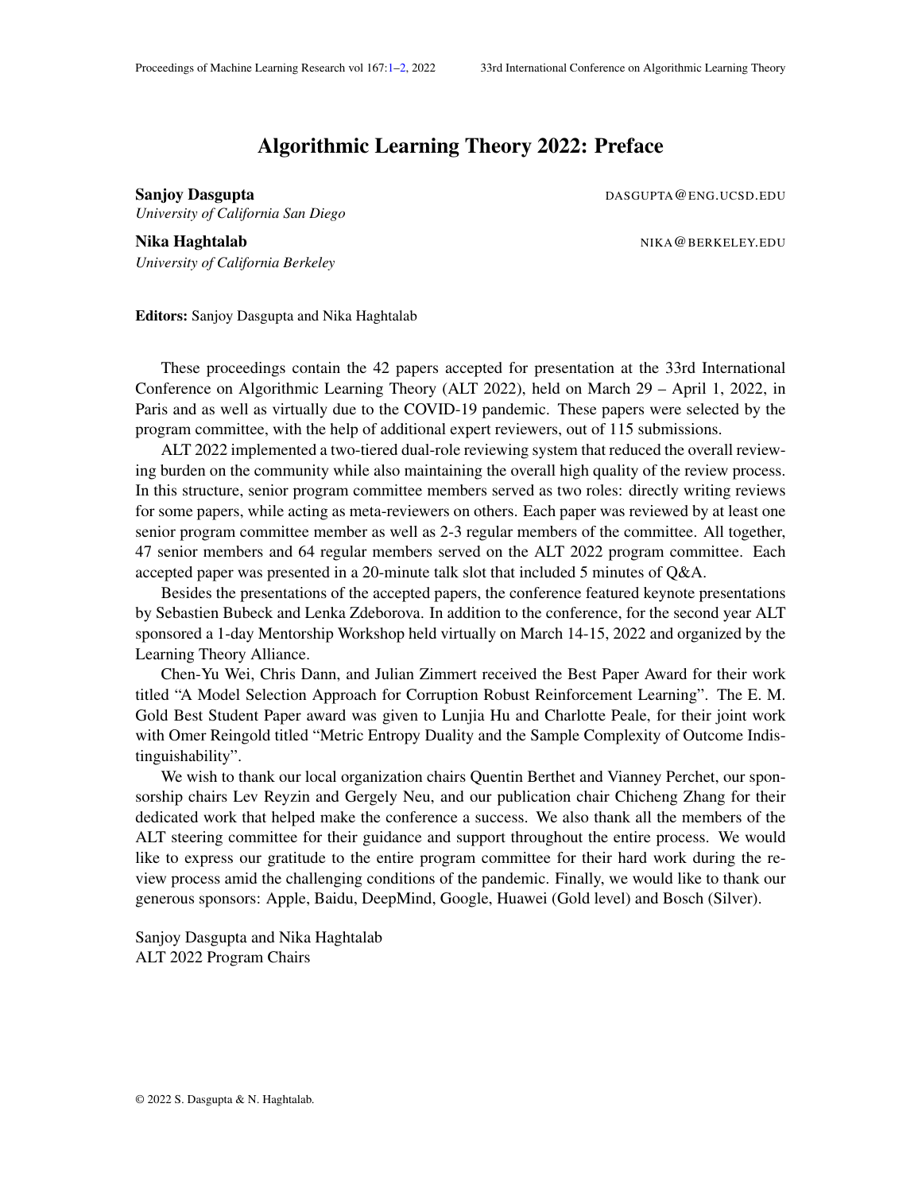# Algorithmic Learning Theory 2022: Preface

**Sanjoy Dasgupta** DASGUPTA@ENG.UCSD.EDU
*University of California San Diego*

**Nika Haghtalab** NIKA@BERKELEY.EDU
*University of California Berkeley*

**Editors:** Sanjoy Dasgupta and Nika Haghtalab

These proceedings contain the 42 papers accepted for presentation at the 33rd International Conference on Algorithmic Learning Theory (ALT 2022), held on March 29 – April 1, 2022, in Paris and as well as virtually due to the COVID-19 pandemic. These papers were selected by the program committee, with the help of additional expert reviewers, out of 115 submissions.

ALT 2022 implemented a two-tiered dual-role reviewing system that reduced the overall reviewing burden on the community while also maintaining the overall high quality of the review process. In this structure, senior program committee members served as two roles: directly writing reviews for some papers, while acting as meta-reviewers on others. Each paper was reviewed by at least one senior program committee member as well as 2-3 regular members of the committee. All together, 47 senior members and 64 regular members served on the ALT 2022 program committee. Each accepted paper was presented in a 20-minute talk slot that included 5 minutes of Q&A.

Besides the presentations of the accepted papers, the conference featured keynote presentations by Sebastien Bubeck and Lenka Zdeborova. In addition to the conference, for the second year ALT sponsored a 1-day Mentorship Workshop held virtually on March 14-15, 2022 and organized by the Learning Theory Alliance.

Chen-Yu Wei, Chris Dann, and Julian Zimmert received the Best Paper Award for their work titled "A Model Selection Approach for Corruption Robust Reinforcement Learning". The E. M. Gold Best Student Paper award was given to Lunjia Hu and Charlotte Peale, for their joint work with Omer Reingold titled "Metric Entropy Duality and the Sample Complexity of Outcome Indistinguishability".

We wish to thank our local organization chairs Quentin Berthet and Vianney Perchet, our sponsorship chairs Lev Reyzin and Gergely Neu, and our publication chair Chicheng Zhang for their dedicated work that helped make the conference a success. We also thank all the members of the ALT steering committee for their guidance and support throughout the entire process. We would like to express our gratitude to the entire program committee for their hard work during the review process amid the challenging conditions of the pandemic. Finally, we would like to thank our generous sponsors: Apple, Baidu, DeepMind, Google, Huawei (Gold level) and Bosch (Silver).

Sanjoy Dasgupta and Nika Haghtalab
ALT 2022 Program Chairs

© 2022 S. Dasgupta & N. Haghtalab.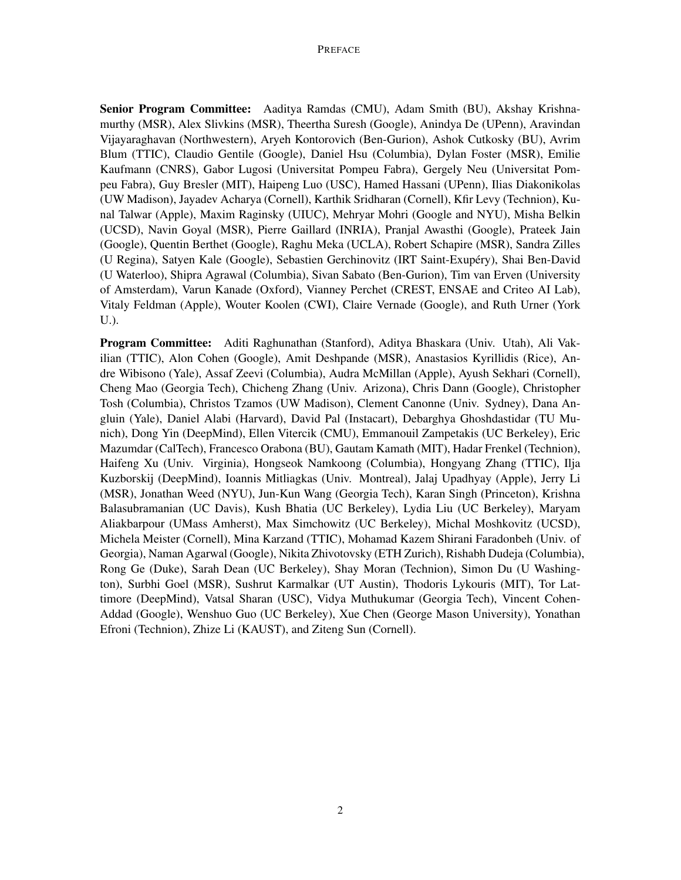**Senior Program Committee:** Aaditya Ramdas (CMU), Adam Smith (BU), Akshay Krishnamurthy (MSR), Alex Slivkins (MSR), Theertha Suresh (Google), Anindya De (UPenn), Aravindan Vijayaraghavan (Northwestern), Aryeh Kontorovich (Ben-Gurion), Ashok Cutkosky (BU), Avrim Blum (TTIC), Claudio Gentile (Google), Daniel Hsu (Columbia), Dylan Foster (MSR), Emilie Kaufmann (CNRS), Gabor Lugosi (Universitat Pompeu Fabra), Gergely Neu (Universitat Pompeu Fabra), Guy Bresler (MIT), Haipeng Luo (USC), Hamed Hassani (UPenn), Ilias Diakonikolas (UW Madison), Jayadev Acharya (Cornell), Karthik Sridharan (Cornell), Kfir Levy (Technion), Kunal Talwar (Apple), Maxim Raginsky (UIUC), Mehryar Mohri (Google and NYU), Misha Belkin (UCSD), Navin Goyal (MSR), Pierre Gaillard (INRIA), Pranjal Awasthi (Google), Prateek Jain (Google), Quentin Berthet (Google), Raghu Meka (UCLA), Robert Schapire (MSR), Sandra Zilles (U Regina), Satyen Kale (Google), Sebastien Gerchinovitz (IRT Saint-Exupéry), Shai Ben-David (U Waterloo), Shipra Agrawal (Columbia), Sivan Sabato (Ben-Gurion), Tim van Erven (University of Amsterdam), Varun Kanade (Oxford), Vianney Perchet (CREST, ENSAE and Criteo AI Lab), Vitaly Feldman (Apple), Wouter Koolen (CWI), Claire Vernade (Google), and Ruth Urner (York U.).

**Program Committee:** Aditi Raghunathan (Stanford), Aditya Bhaskara (Univ. Utah), Ali Vakilian (TTIC), Alon Cohen (Google), Amit Deshpande (MSR), Anastasios Kyrillidis (Rice), Andre Wibisono (Yale), Assaf Zeevi (Columbia), Audra McMillan (Apple), Ayush Sekhari (Cornell), Cheng Mao (Georgia Tech), Chicheng Zhang (Univ. Arizona), Chris Dann (Google), Christopher Tosh (Columbia), Christos Tzamos (UW Madison), Clement Canonne (Univ. Sydney), Dana Angluin (Yale), Daniel Alabi (Harvard), David Pal (Instacart), Debarghya Ghoshdastidar (TU Munich), Dong Yin (DeepMind), Ellen Vitercik (CMU), Emmanouil Zampetakis (UC Berkeley), Eric Mazumdar (CalTech), Francesco Orabona (BU), Gautam Kamath (MIT), Hadar Frenkel (Technion), Haifeng Xu (Univ. Virginia), Hongseok Namkoong (Columbia), Hongyang Zhang (TTIC), Ilja Kuzborskij (DeepMind), Ioannis Mitliagkas (Univ. Montreal), Jalaj Upadhyay (Apple), Jerry Li (MSR), Jonathan Weed (NYU), Jun-Kun Wang (Georgia Tech), Karan Singh (Princeton), Krishna Balasubramanian (UC Davis), Kush Bhatia (UC Berkeley), Lydia Liu (UC Berkeley), Maryam Aliakbarpour (UMass Amherst), Max Simchowitz (UC Berkeley), Michal Moshkovitz (UCSD), Michela Meister (Cornell), Mina Karzand (TTIC), Mohamad Kazem Shirani Faradonbeh (Univ. of Georgia), Naman Agarwal (Google), Nikita Zhivotovsky (ETH Zurich), Rishabh Dudeja (Columbia), Rong Ge (Duke), Sarah Dean (UC Berkeley), Shay Moran (Technion), Simon Du (U Washington), Surbhi Goel (MSR), Sushrut Karmalkar (UT Austin), Thodoris Lykouris (MIT), Tor Lattimore (DeepMind), Vatsal Sharan (USC), Vidya Muthukumar (Georgia Tech), Vincent Cohen-Addad (Google), Wenshuo Guo (UC Berkeley), Xue Chen (George Mason University), Yonathan Efroni (Technion), Zhize Li (KAUST), and Ziteng Sun (Cornell).